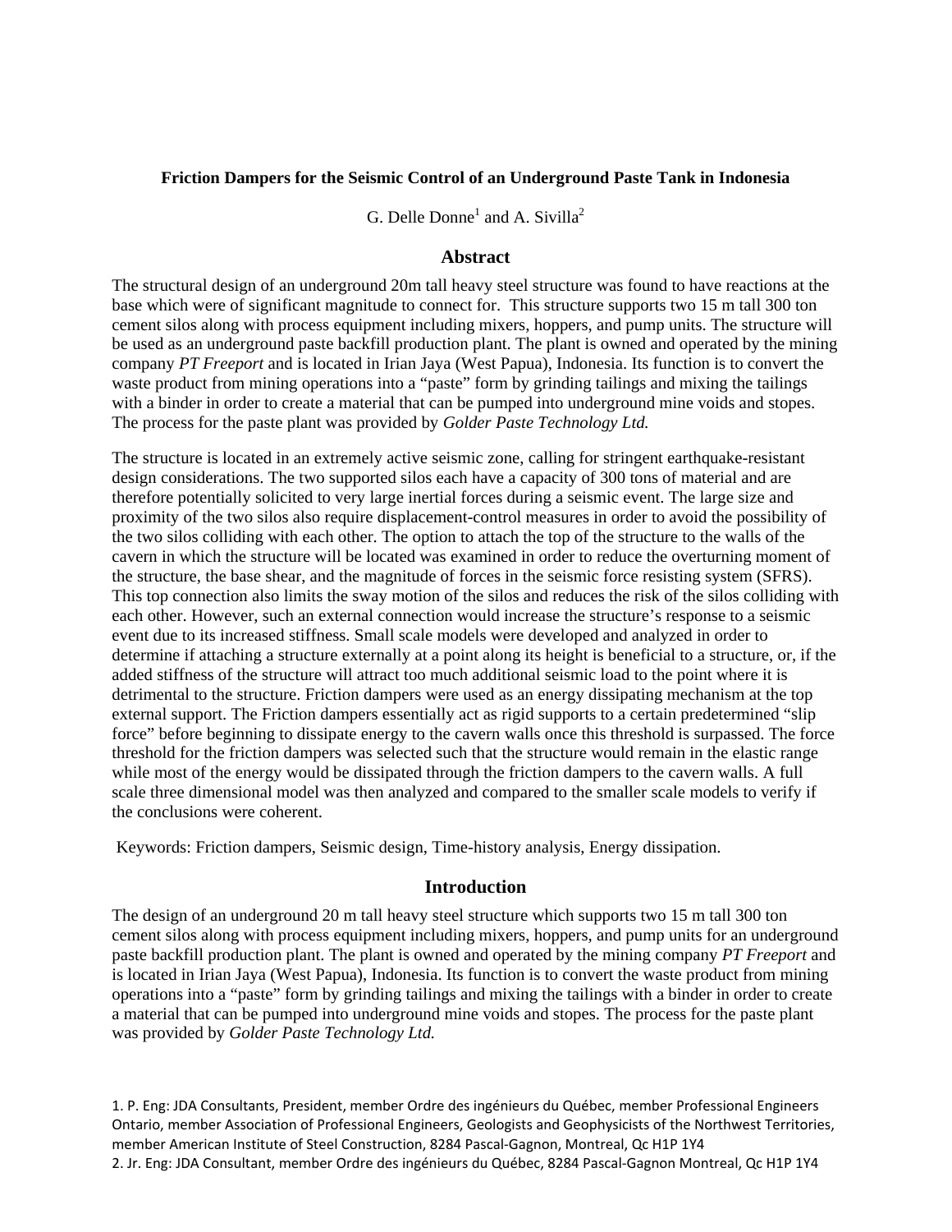**Friction Dampers for the Seismic Control of an Underground Paste Tank in Indonesia**

G. Delle Donne[1] and A. Sivilla[2]

## Abstract

The structural design of an underground 20m tall heavy steel structure was found to have reactions at the base which were of significant magnitude to connect for. This structure supports two 15 m tall 300 ton cement silos along with process equipment including mixers, hoppers, and pump units. The structure will be used as an underground paste backfill production plant. The plant is owned and operated by the mining company *PT Freeport* and is located in Irian Jaya (West Papua), Indonesia. Its function is to convert the waste product from mining operations into a "paste" form by grinding tailings and mixing the tailings with a binder in order to create a material that can be pumped into underground mine voids and stopes. The process for the paste plant was provided by *Golder Paste Technology Ltd.*

The structure is located in an extremely active seismic zone, calling for stringent earthquake-resistant design considerations. The two supported silos each have a capacity of 300 tons of material and are therefore potentially solicited to very large inertial forces during a seismic event. The large size and proximity of the two silos also require displacement-control measures in order to avoid the possibility of the two silos colliding with each other. The option to attach the top of the structure to the walls of the cavern in which the structure will be located was examined in order to reduce the overturning moment of the structure, the base shear, and the magnitude of forces in the seismic force resisting system (SFRS). This top connection also limits the sway motion of the silos and reduces the risk of the silos colliding with each other. However, such an external connection would increase the structure's response to a seismic event due to its increased stiffness. Small scale models were developed and analyzed in order to determine if attaching a structure externally at a point along its height is beneficial to a structure, or, if the added stiffness of the structure will attract too much additional seismic load to the point where it is detrimental to the structure. Friction dampers were used as an energy dissipating mechanism at the top external support. The Friction dampers essentially act as rigid supports to a certain predetermined "slip force" before beginning to dissipate energy to the cavern walls once this threshold is surpassed. The force threshold for the friction dampers was selected such that the structure would remain in the elastic range while most of the energy would be dissipated through the friction dampers to the cavern walls. A full scale three dimensional model was then analyzed and compared to the smaller scale models to verify if the conclusions were coherent.

Keywords: Friction dampers, Seismic design, Time-history analysis, Energy dissipation.

## Introduction

The design of an underground 20 m tall heavy steel structure which supports two 15 m tall 300 ton cement silos along with process equipment including mixers, hoppers, and pump units for an underground paste backfill production plant. The plant is owned and operated by the mining company *PT Freeport* and is located in Irian Jaya (West Papua), Indonesia. Its function is to convert the waste product from mining operations into a "paste" form by grinding tailings and mixing the tailings with a binder in order to create a material that can be pumped into underground mine voids and stopes. The process for the paste plant was provided by *Golder Paste Technology Ltd.*

1. P. Eng: JDA Consultants, President, member Ordre des ingénieurs du Québec, member Professional Engineers Ontario, member Association of Professional Engineers, Geologists and Geophysicists of the Northwest Territories, member American Institute of Steel Construction, 8284 Pascal-Gagnon, Montreal, Qc H1P 1Y4

2. Jr. Eng: JDA Consultant, member Ordre des ingénieurs du Québec, 8284 Pascal-Gagnon Montreal, Qc H1P 1Y4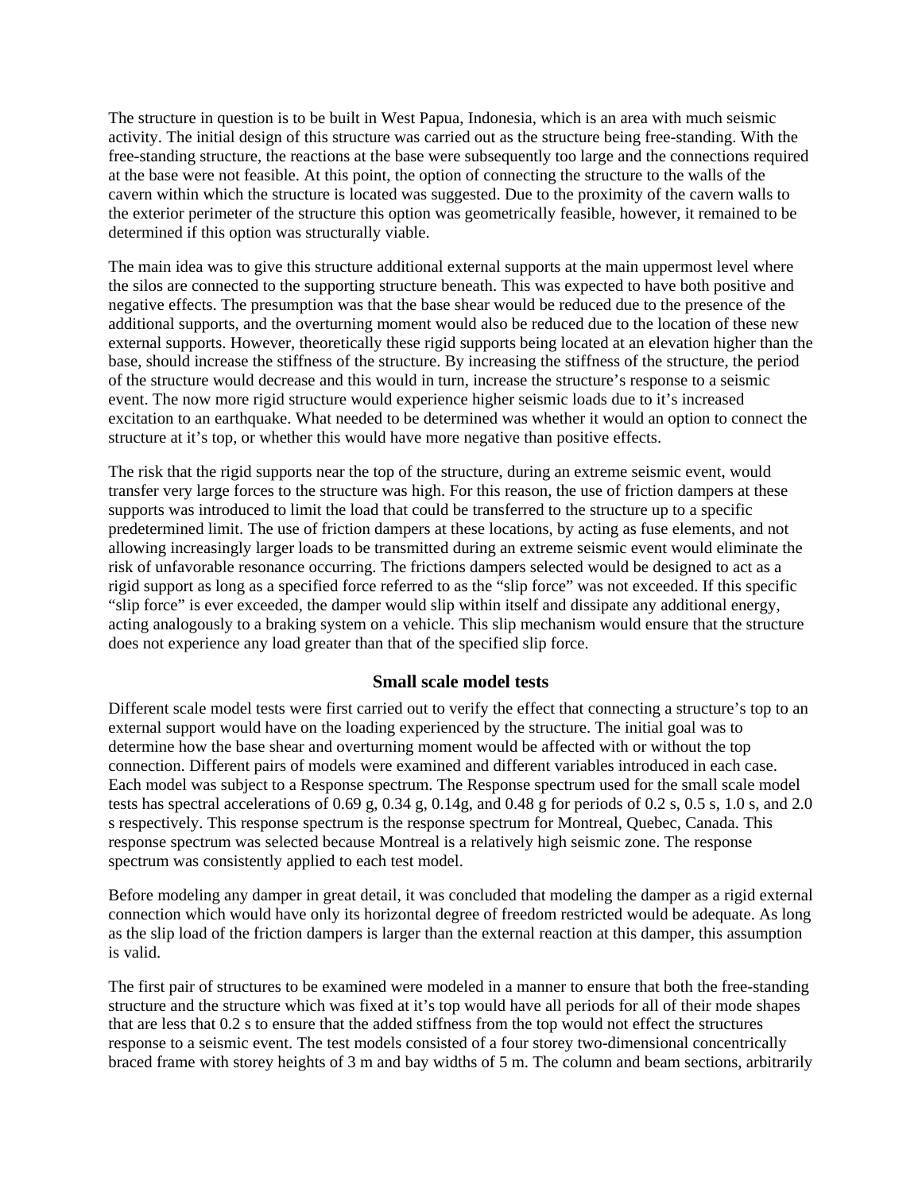The structure in question is to be built in West Papua, Indonesia, which is an area with much seismic activity. The initial design of this structure was carried out as the structure being free-standing. With the free-standing structure, the reactions at the base were subsequently too large and the connections required at the base were not feasible. At this point, the option of connecting the structure to the walls of the cavern within which the structure is located was suggested. Due to the proximity of the cavern walls to the exterior perimeter of the structure this option was geometrically feasible, however, it remained to be determined if this option was structurally viable.

The main idea was to give this structure additional external supports at the main uppermost level where the silos are connected to the supporting structure beneath. This was expected to have both positive and negative effects. The presumption was that the base shear would be reduced due to the presence of the additional supports, and the overturning moment would also be reduced due to the location of these new external supports. However, theoretically these rigid supports being located at an elevation higher than the base, should increase the stiffness of the structure. By increasing the stiffness of the structure, the period of the structure would decrease and this would in turn, increase the structure's response to a seismic event. The now more rigid structure would experience higher seismic loads due to it's increased excitation to an earthquake. What needed to be determined was whether it would an option to connect the structure at it's top, or whether this would have more negative than positive effects.

The risk that the rigid supports near the top of the structure, during an extreme seismic event, would transfer very large forces to the structure was high. For this reason, the use of friction dampers at these supports was introduced to limit the load that could be transferred to the structure up to a specific predetermined limit. The use of friction dampers at these locations, by acting as fuse elements, and not allowing increasingly larger loads to be transmitted during an extreme seismic event would eliminate the risk of unfavorable resonance occurring. The frictions dampers selected would be designed to act as a rigid support as long as a specified force referred to as the "slip force" was not exceeded. If this specific "slip force" is ever exceeded, the damper would slip within itself and dissipate any additional energy, acting analogously to a braking system on a vehicle. This slip mechanism would ensure that the structure does not experience any load greater than that of the specified slip force.

## Small scale model tests

Different scale model tests were first carried out to verify the effect that connecting a structure's top to an external support would have on the loading experienced by the structure. The initial goal was to determine how the base shear and overturning moment would be affected with or without the top connection. Different pairs of models were examined and different variables introduced in each case. Each model was subject to a Response spectrum. The Response spectrum used for the small scale model tests has spectral accelerations of 0.69 g, 0.34 g, 0.14g, and 0.48 g for periods of 0.2 s, 0.5 s, 1.0 s, and 2.0 s respectively. This response spectrum is the response spectrum for Montreal, Quebec, Canada. This response spectrum was selected because Montreal is a relatively high seismic zone. The response spectrum was consistently applied to each test model.

Before modeling any damper in great detail, it was concluded that modeling the damper as a rigid external connection which would have only its horizontal degree of freedom restricted would be adequate. As long as the slip load of the friction dampers is larger than the external reaction at this damper, this assumption is valid.

The first pair of structures to be examined were modeled in a manner to ensure that both the free-standing structure and the structure which was fixed at it's top would have all periods for all of their mode shapes that are less that 0.2 s to ensure that the added stiffness from the top would not effect the structures response to a seismic event. The test models consisted of a four storey two-dimensional concentrically braced frame with storey heights of 3 m and bay widths of 5 m. The column and beam sections, arbitrarily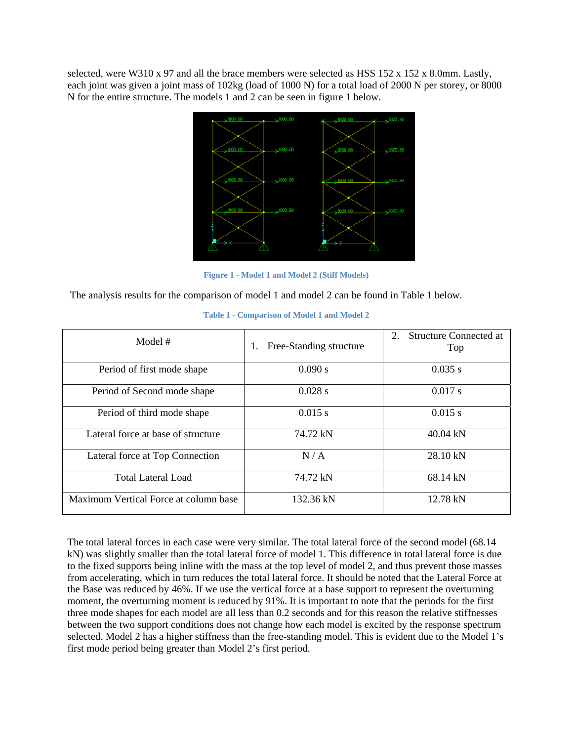selected, were W310 x 97 and all the brace members were selected as HSS 152 x 152 x 8.0mm. Lastly, each joint was given a joint mass of 102kg (load of 1000 N) for a total load of 2000 N per storey, or 8000 N for the entire structure. The models 1 and 2 can be seen in figure 1 below.

**Figure 1 - Model 1 and Model 2 (Stiff Models)**

The analysis results for the comparison of model 1 and model 2 can be found in Table 1 below.

**Table 1 - Comparison of Model 1 and Model 2**

| Model # | 1. Free-Standing structure | 2. Structure Connected at Top |
|---|---|---|
| Period of first mode shape | 0.090 s | 0.035 s |
| Period of Second mode shape | 0.028 s | 0.017 s |
| Period of third mode shape | 0.015 s | 0.015 s |
| Lateral force at base of structure | 74.72 kN | 40.04 kN |
| Lateral force at Top Connection | N / A | 28.10 kN |
| Total Lateral Load | 74.72 kN | 68.14 kN |
| Maximum Vertical Force at column base | 132.36 kN | 12.78 kN |

The total lateral forces in each case were very similar. The total lateral force of the second model (68.14 kN) was slightly smaller than the total lateral force of model 1. This difference in total lateral force is due to the fixed supports being inline with the mass at the top level of model 2, and thus prevent those masses from accelerating, which in turn reduces the total lateral force. It should be noted that the Lateral Force at the Base was reduced by 46%. If we use the vertical force at a base support to represent the overturning moment, the overturning moment is reduced by 91%. It is important to note that the periods for the first three mode shapes for each model are all less than 0.2 seconds and for this reason the relative stiffnesses between the two support conditions does not change how each model is excited by the response spectrum selected. Model 2 has a higher stiffness than the free-standing model. This is evident due to the Model 1's first mode period being greater than Model 2's first period.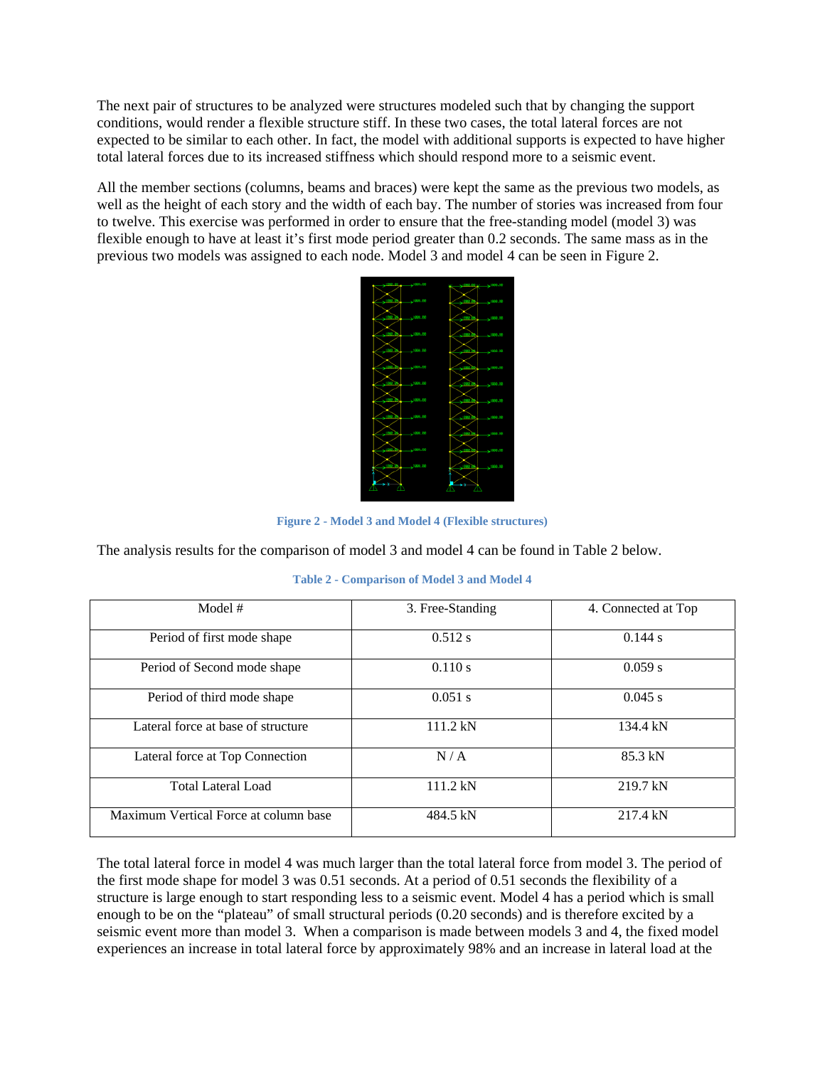The next pair of structures to be analyzed were structures modeled such that by changing the support conditions, would render a flexible structure stiff. In these two cases, the total lateral forces are not expected to be similar to each other. In fact, the model with additional supports is expected to have higher total lateral forces due to its increased stiffness which should respond more to a seismic event.

All the member sections (columns, beams and braces) were kept the same as the previous two models, as well as the height of each story and the width of each bay. The number of stories was increased from four to twelve. This exercise was performed in order to ensure that the free-standing model (model 3) was flexible enough to have at least it's first mode period greater than 0.2 seconds. The same mass as in the previous two models was assigned to each node. Model 3 and model 4 can be seen in Figure 2.

Figure 2 - Model 3 and Model 4 (Flexible structures)

The analysis results for the comparison of model 3 and model 4 can be found in Table 2 below.

Table 2 - Comparison of Model 3 and Model 4

| Model # | 3. Free-Standing | 4. Connected at Top |
|---|---|---|
| Period of first mode shape | 0.512 s | 0.144 s |
| Period of Second mode shape | 0.110 s | 0.059 s |
| Period of third mode shape | 0.051 s | 0.045 s |
| Lateral force at base of structure | 111.2 kN | 134.4 kN |
| Lateral force at Top Connection | N / A | 85.3 kN |
| Total Lateral Load | 111.2 kN | 219.7 kN |
| Maximum Vertical Force at column base | 484.5 kN | 217.4 kN |

The total lateral force in model 4 was much larger than the total lateral force from model 3. The period of the first mode shape for model 3 was 0.51 seconds. At a period of 0.51 seconds the flexibility of a structure is large enough to start responding less to a seismic event. Model 4 has a period which is small enough to be on the "plateau" of small structural periods (0.20 seconds) and is therefore excited by a seismic event more than model 3. When a comparison is made between models 3 and 4, the fixed model experiences an increase in total lateral force by approximately 98% and an increase in lateral load at the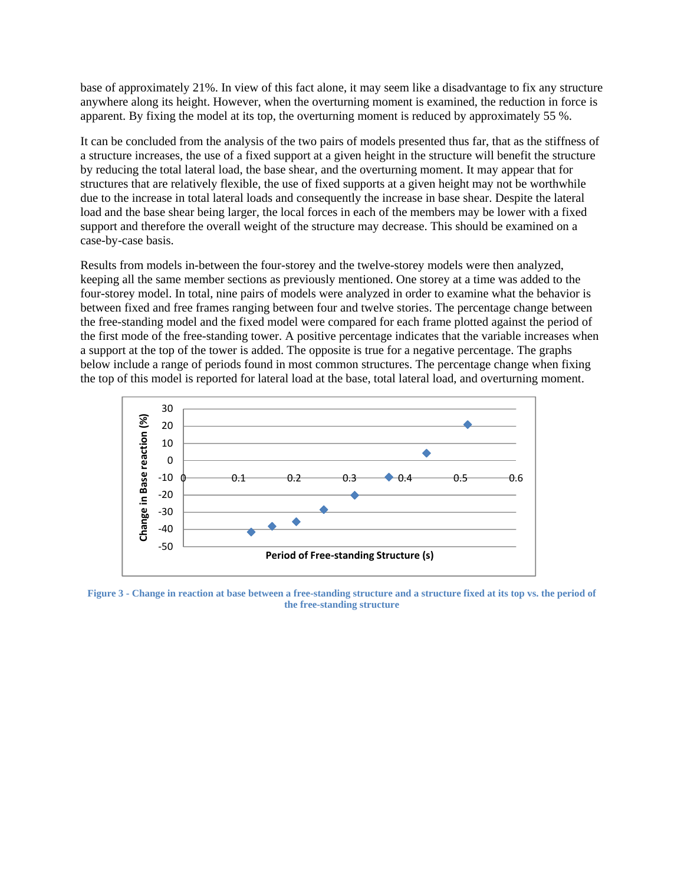base of approximately 21%. In view of this fact alone, it may seem like a disadvantage to fix any structure anywhere along its height. However, when the overturning moment is examined, the reduction in force is apparent. By fixing the model at its top, the overturning moment is reduced by approximately 55 %.

It can be concluded from the analysis of the two pairs of models presented thus far, that as the stiffness of a structure increases, the use of a fixed support at a given height in the structure will benefit the structure by reducing the total lateral load, the base shear, and the overturning moment. It may appear that for structures that are relatively flexible, the use of fixed supports at a given height may not be worthwhile due to the increase in total lateral loads and consequently the increase in base shear. Despite the lateral load and the base shear being larger, the local forces in each of the members may be lower with a fixed support and therefore the overall weight of the structure may decrease. This should be examined on a case-by-case basis.

Results from models in-between the four-storey and the twelve-storey models were then analyzed, keeping all the same member sections as previously mentioned. One storey at a time was added to the four-storey model. In total, nine pairs of models were analyzed in order to examine what the behavior is between fixed and free frames ranging between four and twelve stories. The percentage change between the free-standing model and the fixed model were compared for each frame plotted against the period of the first mode of the free-standing tower. A positive percentage indicates that the variable increases when a support at the top of the tower is added. The opposite is true for a negative percentage. The graphs below include a range of periods found in most common structures. The percentage change when fixing the top of this model is reported for lateral load at the base, total lateral load, and overturning moment.

Figure 3 - Change in reaction at base between a free-standing structure and a structure fixed at its top vs. the period of the free-standing structure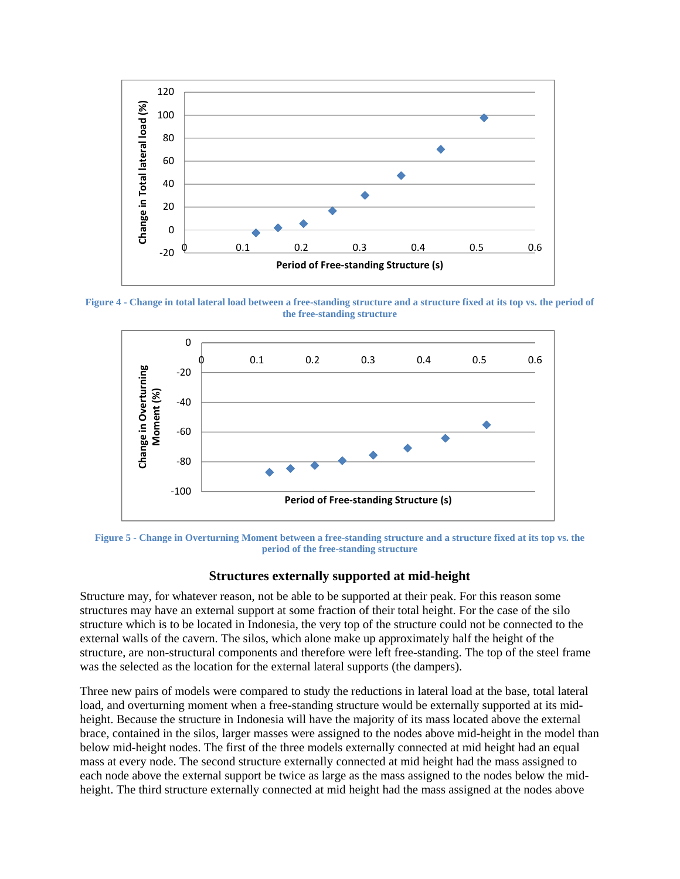Figure 4 - Change in total lateral load between a free-standing structure and a structure fixed at its top vs. the period of the free-standing structure

Figure 5 - Change in Overturning Moment between a free-standing structure and a structure fixed at its top vs. the period of the free-standing structure

### Structures externally supported at mid-height

Structure may, for whatever reason, not be able to be supported at their peak. For this reason some structures may have an external support at some fraction of their total height. For the case of the silo structure which is to be located in Indonesia, the very top of the structure could not be connected to the external walls of the cavern. The silos, which alone make up approximately half the height of the structure, are non-structural components and therefore were left free-standing. The top of the steel frame was the selected as the location for the external lateral supports (the dampers).

Three new pairs of models were compared to study the reductions in lateral load at the base, total lateral load, and overturning moment when a free-standing structure would be externally supported at its mid-height. Because the structure in Indonesia will have the majority of its mass located above the external brace, contained in the silos, larger masses were assigned to the nodes above mid-height in the model than below mid-height nodes. The first of the three models externally connected at mid height had an equal mass at every node. The second structure externally connected at mid height had the mass assigned to each node above the external support be twice as large as the mass assigned to the nodes below the mid-height. The third structure externally connected at mid height had the mass assigned at the nodes above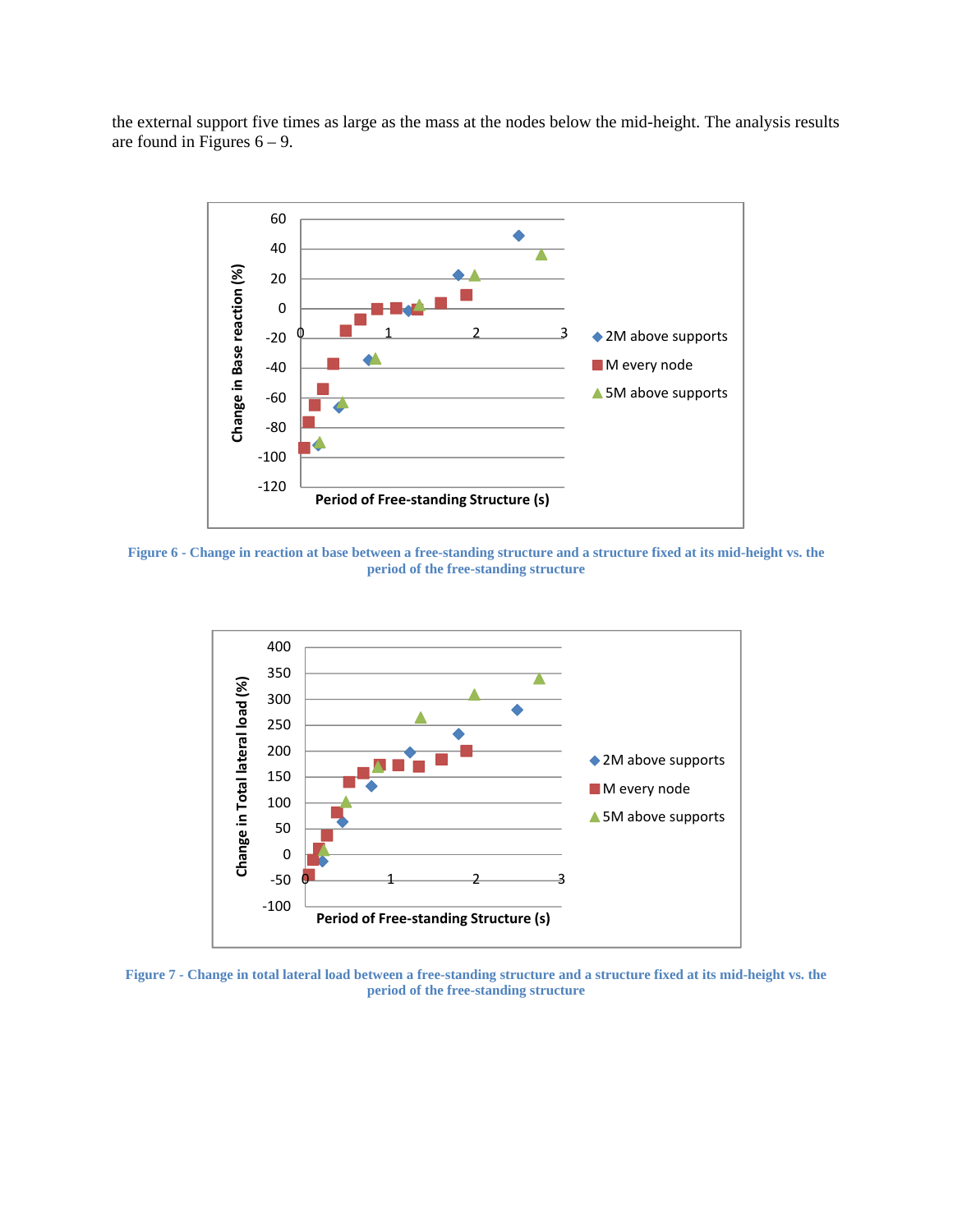the external support five times as large as the mass at the nodes below the mid-height. The analysis results are found in Figures 6 – 9.

Figure 6 - Change in reaction at base between a free-standing structure and a structure fixed at its mid-height vs. the period of the free-standing structure

Figure 7 - Change in total lateral load between a free-standing structure and a structure fixed at its mid-height vs. the period of the free-standing structure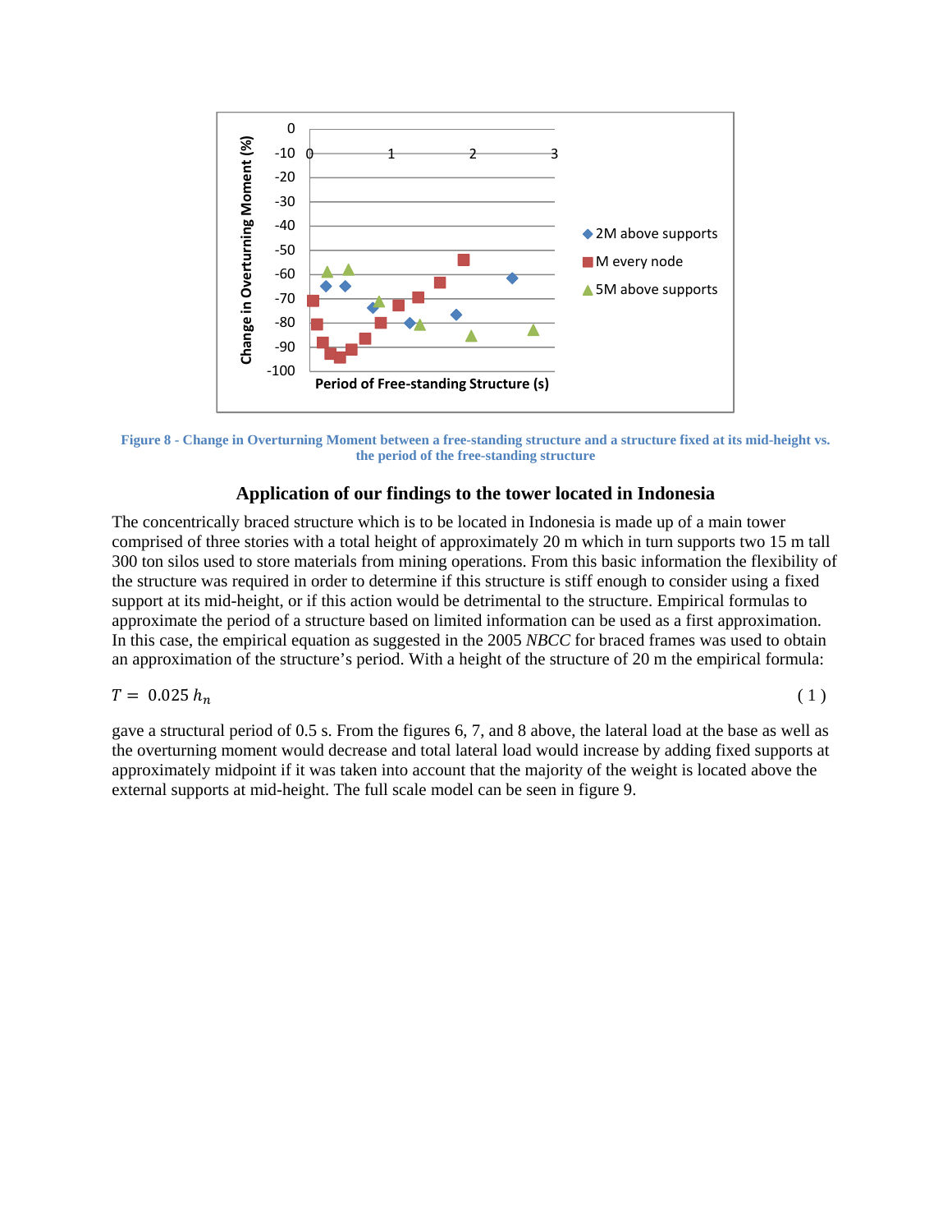Figure 8 - Change in Overturning Moment between a free-standing structure and a structure fixed at its mid-height vs. the period of the free-standing structure

## Application of our findings to the tower located in Indonesia

The concentrically braced structure which is to be located in Indonesia is made up of a main tower comprised of three stories with a total height of approximately 20 m which in turn supports two 15 m tall 300 ton silos used to store materials from mining operations. From this basic information the flexibility of the structure was required in order to determine if this structure is stiff enough to consider using a fixed support at its mid-height, or if this action would be detrimental to the structure. Empirical formulas to approximate the period of a structure based on limited information can be used as a first approximation. In this case, the empirical equation as suggested in the 2005 *NBCC* for braced frames was used to obtain an approximation of the structure's period. With a height of the structure of 20 m the empirical formula:

$$T = 0.025\, h_n \tag{1}$$

gave a structural period of 0.5 s. From the figures 6, 7, and 8 above, the lateral load at the base as well as the overturning moment would decrease and total lateral load would increase by adding fixed supports at approximately midpoint if it was taken into account that the majority of the weight is located above the external supports at mid-height. The full scale model can be seen in figure 9.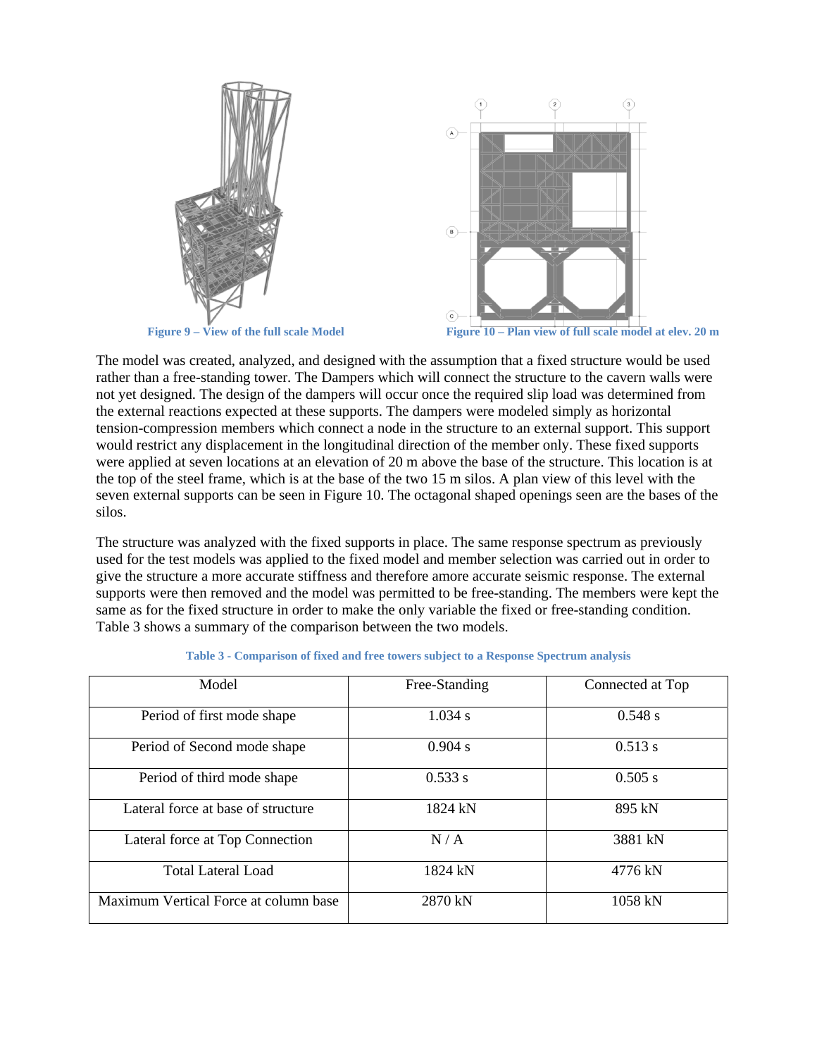Figure 9 – View of the full scale Model

Figure 10 – Plan view of full scale model at elev. 20 m

The model was created, analyzed, and designed with the assumption that a fixed structure would be used rather than a free-standing tower. The Dampers which will connect the structure to the cavern walls were not yet designed. The design of the dampers will occur once the required slip load was determined from the external reactions expected at these supports. The dampers were modeled simply as horizontal tension-compression members which connect a node in the structure to an external support. This support would restrict any displacement in the longitudinal direction of the member only. These fixed supports were applied at seven locations at an elevation of 20 m above the base of the structure. This location is at the top of the steel frame, which is at the base of the two 15 m silos. A plan view of this level with the seven external supports can be seen in Figure 10. The octagonal shaped openings seen are the bases of the silos.

The structure was analyzed with the fixed supports in place. The same response spectrum as previously used for the test models was applied to the fixed model and member selection was carried out in order to give the structure a more accurate stiffness and therefore amore accurate seismic response. The external supports were then removed and the model was permitted to be free-standing. The members were kept the same as for the fixed structure in order to make the only variable the fixed or free-standing condition. Table 3 shows a summary of the comparison between the two models.

**Table 3 - Comparison of fixed and free towers subject to a Response Spectrum analysis**

| Model | Free-Standing | Connected at Top |
|---|---|---|
| Period of first mode shape | 1.034 s | 0.548 s |
| Period of Second mode shape | 0.904 s | 0.513 s |
| Period of third mode shape | 0.533 s | 0.505 s |
| Lateral force at base of structure | 1824 kN | 895 kN |
| Lateral force at Top Connection | N / A | 3881 kN |
| Total Lateral Load | 1824 kN | 4776 kN |
| Maximum Vertical Force at column base | 2870 kN | 1058 kN |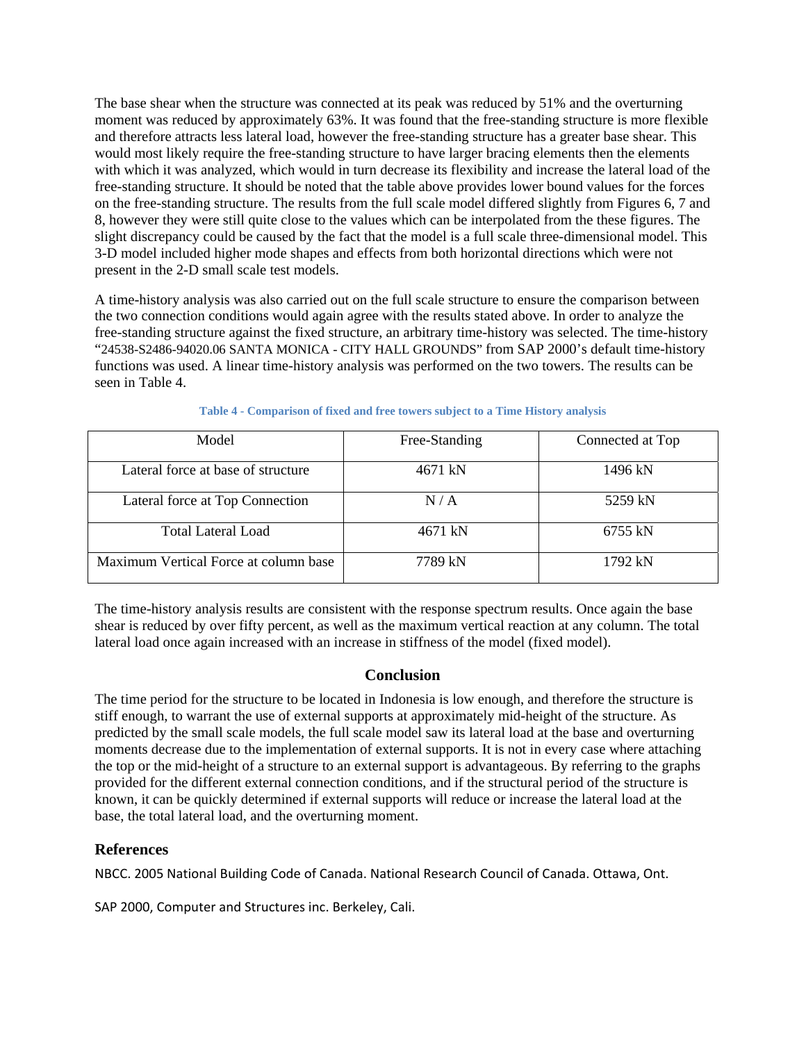The base shear when the structure was connected at its peak was reduced by 51% and the overturning moment was reduced by approximately 63%. It was found that the free-standing structure is more flexible and therefore attracts less lateral load, however the free-standing structure has a greater base shear. This would most likely require the free-standing structure to have larger bracing elements then the elements with which it was analyzed, which would in turn decrease its flexibility and increase the lateral load of the free-standing structure. It should be noted that the table above provides lower bound values for the forces on the free-standing structure. The results from the full scale model differed slightly from Figures 6, 7 and 8, however they were still quite close to the values which can be interpolated from the these figures. The slight discrepancy could be caused by the fact that the model is a full scale three-dimensional model. This 3-D model included higher mode shapes and effects from both horizontal directions which were not present in the 2-D small scale test models.

A time-history analysis was also carried out on the full scale structure to ensure the comparison between the two connection conditions would again agree with the results stated above. In order to analyze the free-standing structure against the fixed structure, an arbitrary time-history was selected. The time-history "24538-S2486-94020.06 SANTA MONICA - CITY HALL GROUNDS" from SAP 2000's default time-history functions was used. A linear time-history analysis was performed on the two towers. The results can be seen in Table 4.

**Table 4 - Comparison of fixed and free towers subject to a Time History analysis**

| Model | Free-Standing | Connected at Top |
|---|---|---|
| Lateral force at base of structure | 4671 kN | 1496 kN |
| Lateral force at Top Connection | N / A | 5259 kN |
| Total Lateral Load | 4671 kN | 6755 kN |
| Maximum Vertical Force at column base | 7789 kN | 1792 kN |

The time-history analysis results are consistent with the response spectrum results. Once again the base shear is reduced by over fifty percent, as well as the maximum vertical reaction at any column. The total lateral load once again increased with an increase in stiffness of the model (fixed model).

## Conclusion

The time period for the structure to be located in Indonesia is low enough, and therefore the structure is stiff enough, to warrant the use of external supports at approximately mid-height of the structure. As predicted by the small scale models, the full scale model saw its lateral load at the base and overturning moments decrease due to the implementation of external supports. It is not in every case where attaching the top or the mid-height of a structure to an external support is advantageous. By referring to the graphs provided for the different external connection conditions, and if the structural period of the structure is known, it can be quickly determined if external supports will reduce or increase the lateral load at the base, the total lateral load, and the overturning moment.

## References

NBCC. 2005 National Building Code of Canada. National Research Council of Canada. Ottawa, Ont.

SAP 2000, Computer and Structures inc. Berkeley, Cali.